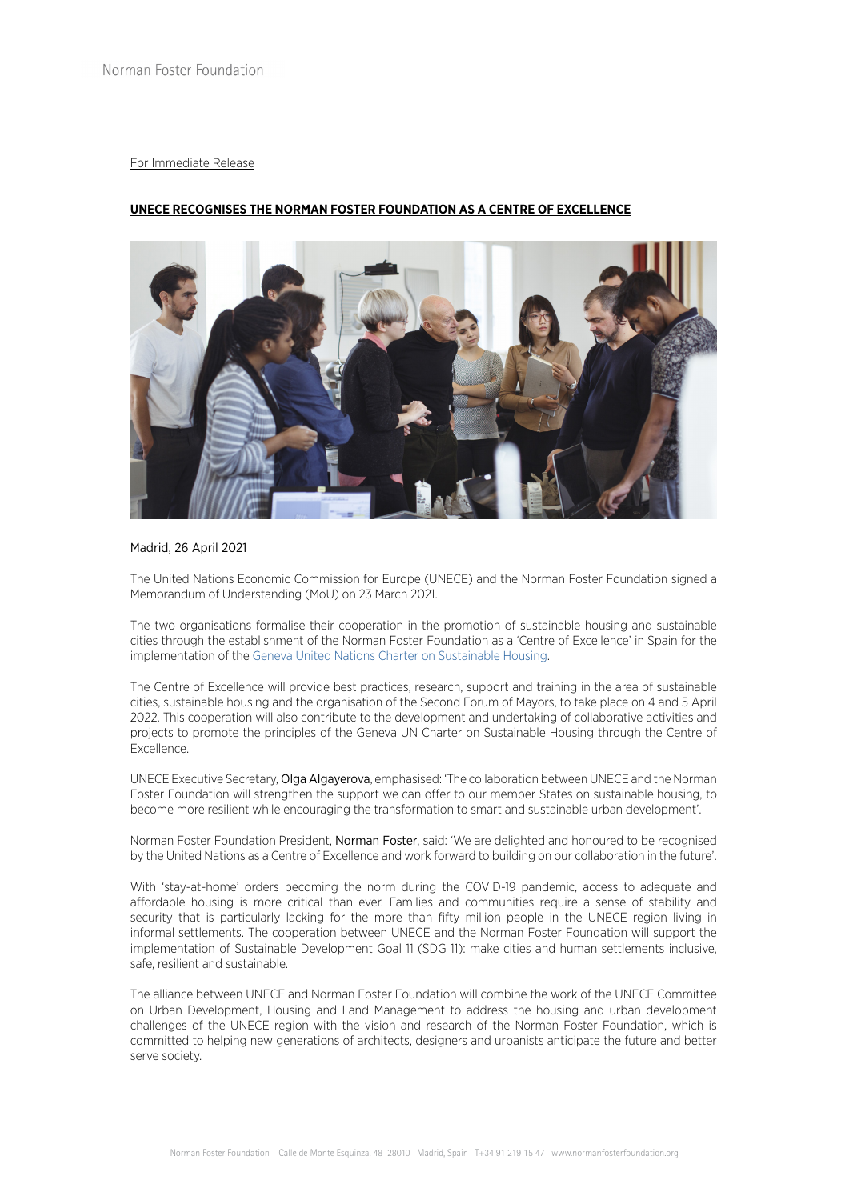For Immediate Release

**UNECE RECOGNISES THE NORMAN FOSTER FOUNDATION AS A CENTRE OF EXCELLENCE**

Madrid, 26 April 2021

The United Nations Economic Commission for Europe (UNECE) and the Norman Foster Foundation signed a Memorandum of Understanding (MoU) on 23 March 2021.

The two organisations formalise their cooperation in the promotion of sustainable housing and sustainable cities through the establishment of the Norman Foster Foundation as a 'Centre of Excellence' in Spain for the implementation of the Geneva United Nations Charter on Sustainable Housing.

The Centre of Excellence will provide best practices, research, support and training in the area of sustainable cities, sustainable housing and the organisation of the Second Forum of Mayors, to take place on 4 and 5 April 2022. This cooperation will also contribute to the development and undertaking of collaborative activities and projects to promote the principles of the Geneva UN Charter on Sustainable Housing through the Centre of Excellence.

UNECE Executive Secretary, Olga Algayerova, emphasised: 'The collaboration between UNECE and the Norman Foster Foundation will strengthen the support we can offer to our member States on sustainable housing, to become more resilient while encouraging the transformation to smart and sustainable urban development'.

Norman Foster Foundation President, Norman Foster, said: 'We are delighted and honoured to be recognised by the United Nations as a Centre of Excellence and work forward to building on our collaboration in the future'.

With 'stay-at-home' orders becoming the norm during the COVID-19 pandemic, access to adequate and affordable housing is more critical than ever. Families and communities require a sense of stability and security that is particularly lacking for the more than fifty million people in the UNECE region living in informal settlements. The cooperation between UNECE and the Norman Foster Foundation will support the implementation of Sustainable Development Goal 11 (SDG 11): make cities and human settlements inclusive, safe, resilient and sustainable.

The alliance between UNECE and Norman Foster Foundation will combine the work of the UNECE Committee on Urban Development, Housing and Land Management to address the housing and urban development challenges of the UNECE region with the vision and research of the Norman Foster Foundation, which is committed to helping new generations of architects, designers and urbanists anticipate the future and better serve society.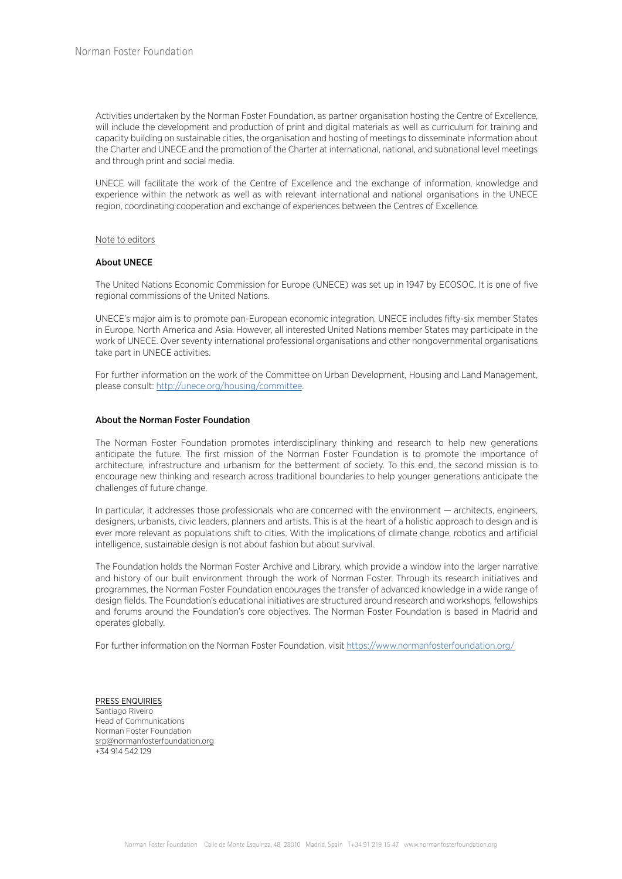Activities undertaken by the Norman Foster Foundation, as partner organisation hosting the Centre of Excellence, will include the development and production of print and digital materials as well as curriculum for training and capacity building on sustainable cities, the organisation and hosting of meetings to disseminate information about the Charter and UNECE and the promotion of the Charter at international, national, and subnational level meetings and through print and social media.

UNECE will facilitate the work of the Centre of Excellence and the exchange of information, knowledge and experience within the network as well as with relevant international and national organisations in the UNECE region, coordinating cooperation and exchange of experiences between the Centres of Excellence.

Note to editors

**About UNECE**

The United Nations Economic Commission for Europe (UNECE) was set up in 1947 by ECOSOC. It is one of five regional commissions of the United Nations.

UNECE's major aim is to promote pan-European economic integration. UNECE includes fifty-six member States in Europe, North America and Asia. However, all interested United Nations member States may participate in the work of UNECE. Over seventy international professional organisations and other nongovernmental organisations take part in UNECE activities.

For further information on the work of the Committee on Urban Development, Housing and Land Management, please consult: http://unece.org/housing/committee.

**About the Norman Foster Foundation**

The Norman Foster Foundation promotes interdisciplinary thinking and research to help new generations anticipate the future. The first mission of the Norman Foster Foundation is to promote the importance of architecture, infrastructure and urbanism for the betterment of society. To this end, the second mission is to encourage new thinking and research across traditional boundaries to help younger generations anticipate the challenges of future change.

In particular, it addresses those professionals who are concerned with the environment — architects, engineers, designers, urbanists, civic leaders, planners and artists. This is at the heart of a holistic approach to design and is ever more relevant as populations shift to cities. With the implications of climate change, robotics and artificial intelligence, sustainable design is not about fashion but about survival.

The Foundation holds the Norman Foster Archive and Library, which provide a window into the larger narrative and history of our built environment through the work of Norman Foster. Through its research initiatives and programmes, the Norman Foster Foundation encourages the transfer of advanced knowledge in a wide range of design fields. The Foundation's educational initiatives are structured around research and workshops, fellowships and forums around the Foundation's core objectives. The Norman Foster Foundation is based in Madrid and operates globally.

For further information on the Norman Foster Foundation, visit https://www.normanfosterfoundation.org/

PRESS ENQUIRIES
Santiago Riveiro
Head of Communications
Norman Foster Foundation
srp@normanfosterfoundation.org
+34 914 542 129